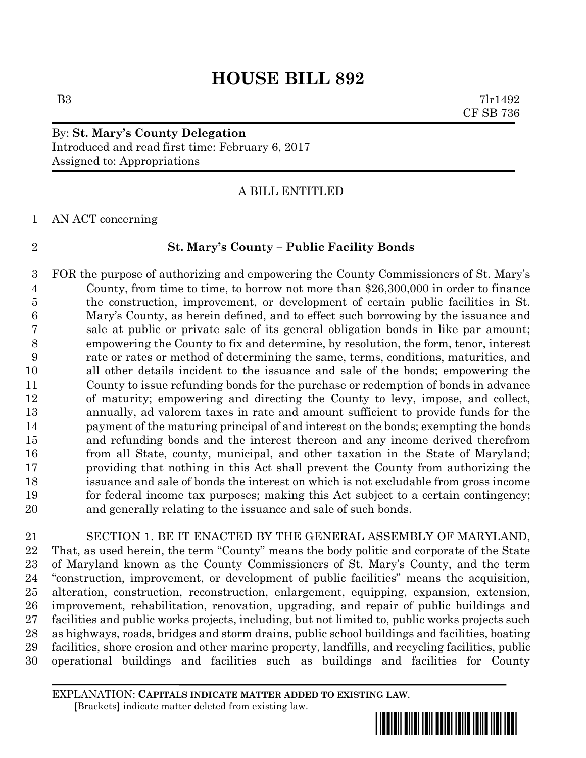# HOUSE BILL 892

B3 7lr1492
CF SB 736

By: **St. Mary's County Delegation**
Introduced and read first time: February 6, 2017
Assigned to: Appropriations

A BILL ENTITLED

AN ACT concerning

**St. Mary's County – Public Facility Bonds**

FOR the purpose of authorizing and empowering the County Commissioners of St. Mary's County, from time to time, to borrow not more than $26,300,000 in order to finance the construction, improvement, or development of certain public facilities in St. Mary's County, as herein defined, and to effect such borrowing by the issuance and sale at public or private sale of its general obligation bonds in like par amount; empowering the County to fix and determine, by resolution, the form, tenor, interest rate or rates or method of determining the same, terms, conditions, maturities, and all other details incident to the issuance and sale of the bonds; empowering the County to issue refunding bonds for the purchase or redemption of bonds in advance of maturity; empowering and directing the County to levy, impose, and collect, annually, ad valorem taxes in rate and amount sufficient to provide funds for the payment of the maturing principal of and interest on the bonds; exempting the bonds and refunding bonds and the interest thereon and any income derived therefrom from all State, county, municipal, and other taxation in the State of Maryland; providing that nothing in this Act shall prevent the County from authorizing the issuance and sale of bonds the interest on which is not excludable from gross income for federal income tax purposes; making this Act subject to a certain contingency; and generally relating to the issuance and sale of such bonds.

SECTION 1. BE IT ENACTED BY THE GENERAL ASSEMBLY OF MARYLAND, That, as used herein, the term "County" means the body politic and corporate of the State of Maryland known as the County Commissioners of St. Mary's County, and the term "construction, improvement, or development of public facilities" means the acquisition, alteration, construction, reconstruction, enlargement, equipping, expansion, extension, improvement, rehabilitation, renovation, upgrading, and repair of public buildings and facilities and public works projects, including, but not limited to, public works projects such as highways, roads, bridges and storm drains, public school buildings and facilities, boating facilities, shore erosion and other marine property, landfills, and recycling facilities, public operational buildings and facilities such as buildings and facilities for County

EXPLANATION: **CAPITALS INDICATE MATTER ADDED TO EXISTING LAW**.
**[**Brackets**]** indicate matter deleted from existing law.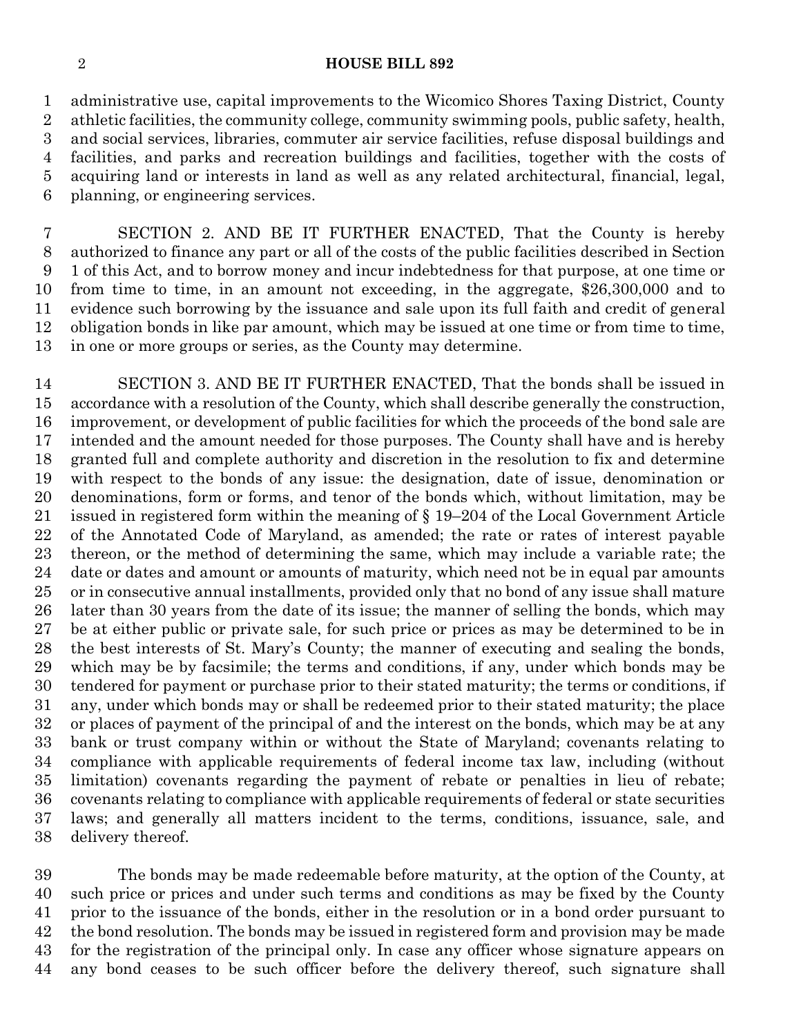administrative use, capital improvements to the Wicomico Shores Taxing District, County athletic facilities, the community college, community swimming pools, public safety, health, and social services, libraries, commuter air service facilities, refuse disposal buildings and facilities, and parks and recreation buildings and facilities, together with the costs of acquiring land or interests in land as well as any related architectural, financial, legal, planning, or engineering services.

SECTION 2. AND BE IT FURTHER ENACTED, That the County is hereby authorized to finance any part or all of the costs of the public facilities described in Section 1 of this Act, and to borrow money and incur indebtedness for that purpose, at one time or from time to time, in an amount not exceeding, in the aggregate, $26,300,000 and to evidence such borrowing by the issuance and sale upon its full faith and credit of general obligation bonds in like par amount, which may be issued at one time or from time to time, in one or more groups or series, as the County may determine.

SECTION 3. AND BE IT FURTHER ENACTED, That the bonds shall be issued in accordance with a resolution of the County, which shall describe generally the construction, improvement, or development of public facilities for which the proceeds of the bond sale are intended and the amount needed for those purposes. The County shall have and is hereby granted full and complete authority and discretion in the resolution to fix and determine with respect to the bonds of any issue: the designation, date of issue, denomination or denominations, form or forms, and tenor of the bonds which, without limitation, may be issued in registered form within the meaning of § 19–204 of the Local Government Article of the Annotated Code of Maryland, as amended; the rate or rates of interest payable thereon, or the method of determining the same, which may include a variable rate; the date or dates and amount or amounts of maturity, which need not be in equal par amounts or in consecutive annual installments, provided only that no bond of any issue shall mature later than 30 years from the date of its issue; the manner of selling the bonds, which may be at either public or private sale, for such price or prices as may be determined to be in the best interests of St. Mary's County; the manner of executing and sealing the bonds, which may be by facsimile; the terms and conditions, if any, under which bonds may be tendered for payment or purchase prior to their stated maturity; the terms or conditions, if any, under which bonds may or shall be redeemed prior to their stated maturity; the place or places of payment of the principal of and the interest on the bonds, which may be at any bank or trust company within or without the State of Maryland; covenants relating to compliance with applicable requirements of federal income tax law, including (without limitation) covenants regarding the payment of rebate or penalties in lieu of rebate; covenants relating to compliance with applicable requirements of federal or state securities laws; and generally all matters incident to the terms, conditions, issuance, sale, and delivery thereof.

The bonds may be made redeemable before maturity, at the option of the County, at such price or prices and under such terms and conditions as may be fixed by the County prior to the issuance of the bonds, either in the resolution or in a bond order pursuant to the bond resolution. The bonds may be issued in registered form and provision may be made for the registration of the principal only. In case any officer whose signature appears on any bond ceases to be such officer before the delivery thereof, such signature shall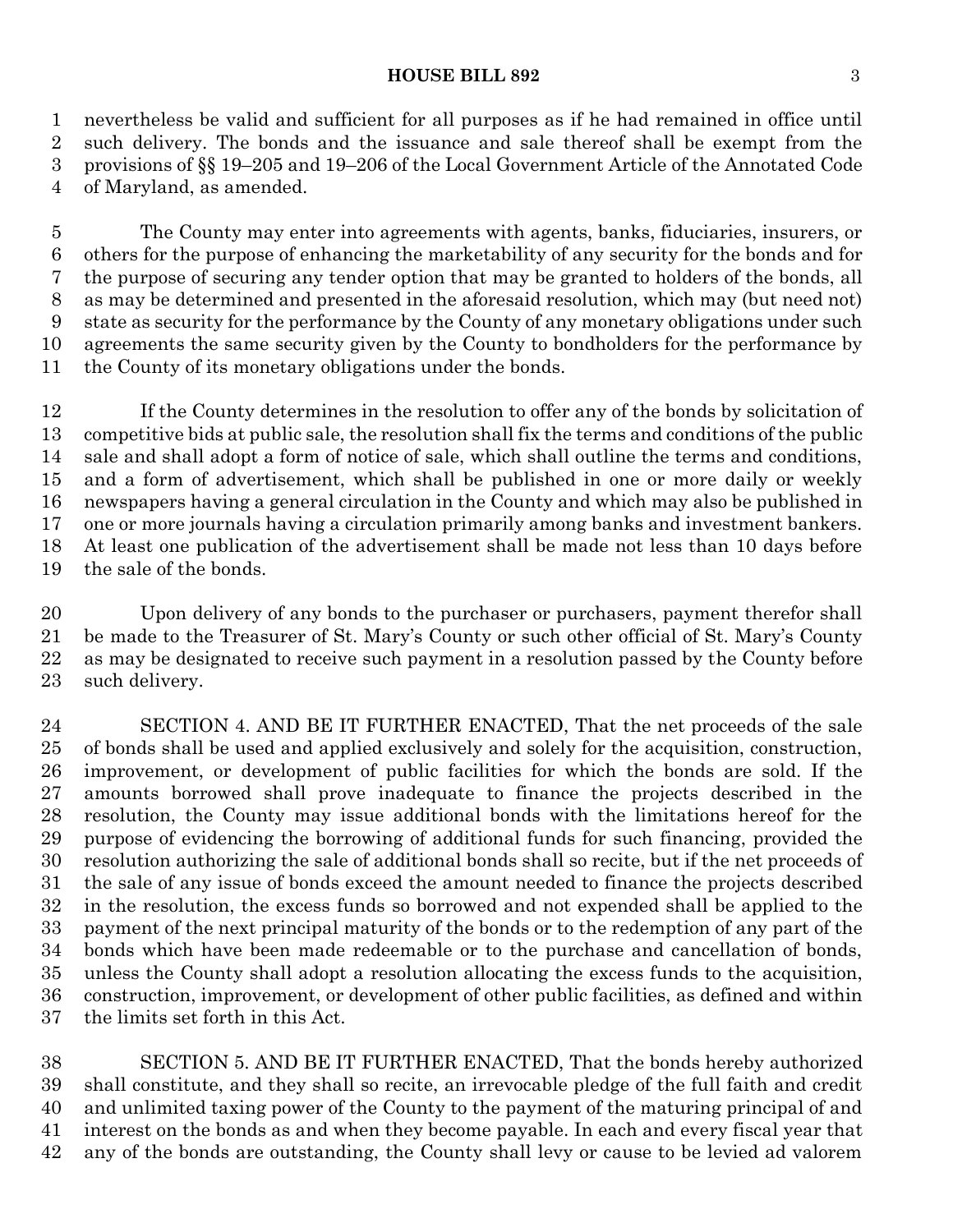nevertheless be valid and sufficient for all purposes as if he had remained in office until such delivery. The bonds and the issuance and sale thereof shall be exempt from the provisions of §§ 19–205 and 19–206 of the Local Government Article of the Annotated Code of Maryland, as amended.

The County may enter into agreements with agents, banks, fiduciaries, insurers, or others for the purpose of enhancing the marketability of any security for the bonds and for the purpose of securing any tender option that may be granted to holders of the bonds, all as may be determined and presented in the aforesaid resolution, which may (but need not) state as security for the performance by the County of any monetary obligations under such agreements the same security given by the County to bondholders for the performance by the County of its monetary obligations under the bonds.

If the County determines in the resolution to offer any of the bonds by solicitation of competitive bids at public sale, the resolution shall fix the terms and conditions of the public sale and shall adopt a form of notice of sale, which shall outline the terms and conditions, and a form of advertisement, which shall be published in one or more daily or weekly newspapers having a general circulation in the County and which may also be published in one or more journals having a circulation primarily among banks and investment bankers. At least one publication of the advertisement shall be made not less than 10 days before the sale of the bonds.

Upon delivery of any bonds to the purchaser or purchasers, payment therefor shall be made to the Treasurer of St. Mary's County or such other official of St. Mary's County as may be designated to receive such payment in a resolution passed by the County before such delivery.

SECTION 4. AND BE IT FURTHER ENACTED, That the net proceeds of the sale of bonds shall be used and applied exclusively and solely for the acquisition, construction, improvement, or development of public facilities for which the bonds are sold. If the amounts borrowed shall prove inadequate to finance the projects described in the resolution, the County may issue additional bonds with the limitations hereof for the purpose of evidencing the borrowing of additional funds for such financing, provided the resolution authorizing the sale of additional bonds shall so recite, but if the net proceeds of the sale of any issue of bonds exceed the amount needed to finance the projects described in the resolution, the excess funds so borrowed and not expended shall be applied to the payment of the next principal maturity of the bonds or to the redemption of any part of the bonds which have been made redeemable or to the purchase and cancellation of bonds, unless the County shall adopt a resolution allocating the excess funds to the acquisition, construction, improvement, or development of other public facilities, as defined and within the limits set forth in this Act.

SECTION 5. AND BE IT FURTHER ENACTED, That the bonds hereby authorized shall constitute, and they shall so recite, an irrevocable pledge of the full faith and credit and unlimited taxing power of the County to the payment of the maturing principal of and interest on the bonds as and when they become payable. In each and every fiscal year that any of the bonds are outstanding, the County shall levy or cause to be levied ad valorem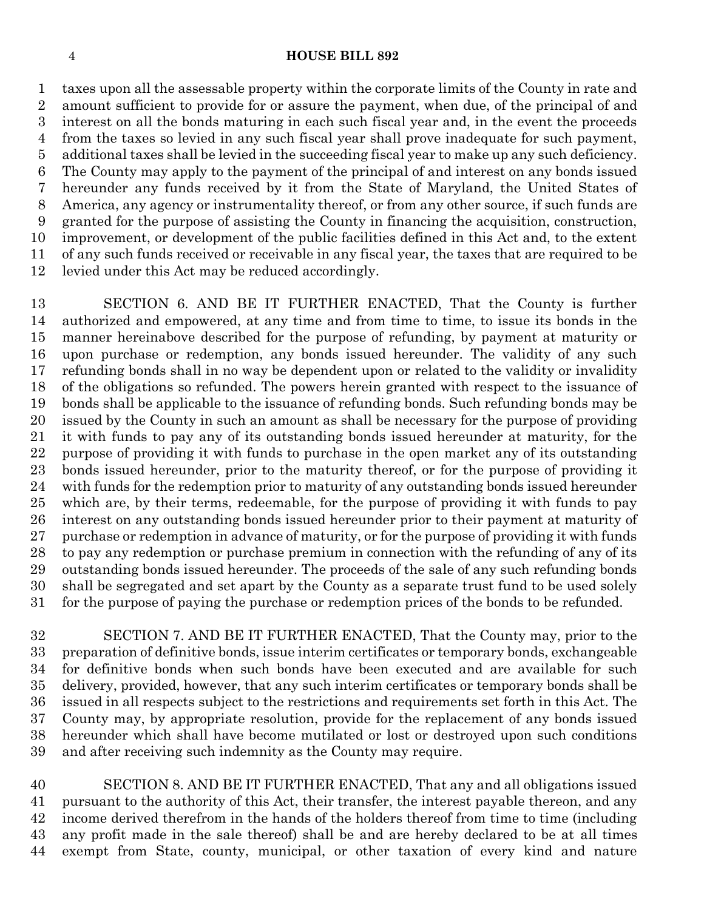taxes upon all the assessable property within the corporate limits of the County in rate and amount sufficient to provide for or assure the payment, when due, of the principal of and interest on all the bonds maturing in each such fiscal year and, in the event the proceeds from the taxes so levied in any such fiscal year shall prove inadequate for such payment, additional taxes shall be levied in the succeeding fiscal year to make up any such deficiency. The County may apply to the payment of the principal of and interest on any bonds issued hereunder any funds received by it from the State of Maryland, the United States of America, any agency or instrumentality thereof, or from any other source, if such funds are granted for the purpose of assisting the County in financing the acquisition, construction, improvement, or development of the public facilities defined in this Act and, to the extent of any such funds received or receivable in any fiscal year, the taxes that are required to be levied under this Act may be reduced accordingly.

SECTION 6. AND BE IT FURTHER ENACTED, That the County is further authorized and empowered, at any time and from time to time, to issue its bonds in the manner hereinabove described for the purpose of refunding, by payment at maturity or upon purchase or redemption, any bonds issued hereunder. The validity of any such refunding bonds shall in no way be dependent upon or related to the validity or invalidity of the obligations so refunded. The powers herein granted with respect to the issuance of bonds shall be applicable to the issuance of refunding bonds. Such refunding bonds may be issued by the County in such an amount as shall be necessary for the purpose of providing it with funds to pay any of its outstanding bonds issued hereunder at maturity, for the purpose of providing it with funds to purchase in the open market any of its outstanding bonds issued hereunder, prior to the maturity thereof, or for the purpose of providing it with funds for the redemption prior to maturity of any outstanding bonds issued hereunder which are, by their terms, redeemable, for the purpose of providing it with funds to pay interest on any outstanding bonds issued hereunder prior to their payment at maturity of purchase or redemption in advance of maturity, or for the purpose of providing it with funds to pay any redemption or purchase premium in connection with the refunding of any of its outstanding bonds issued hereunder. The proceeds of the sale of any such refunding bonds shall be segregated and set apart by the County as a separate trust fund to be used solely for the purpose of paying the purchase or redemption prices of the bonds to be refunded.

SECTION 7. AND BE IT FURTHER ENACTED, That the County may, prior to the preparation of definitive bonds, issue interim certificates or temporary bonds, exchangeable for definitive bonds when such bonds have been executed and are available for such delivery, provided, however, that any such interim certificates or temporary bonds shall be issued in all respects subject to the restrictions and requirements set forth in this Act. The County may, by appropriate resolution, provide for the replacement of any bonds issued hereunder which shall have become mutilated or lost or destroyed upon such conditions and after receiving such indemnity as the County may require.

SECTION 8. AND BE IT FURTHER ENACTED, That any and all obligations issued pursuant to the authority of this Act, their transfer, the interest payable thereon, and any income derived therefrom in the hands of the holders thereof from time to time (including any profit made in the sale thereof) shall be and are hereby declared to be at all times exempt from State, county, municipal, or other taxation of every kind and nature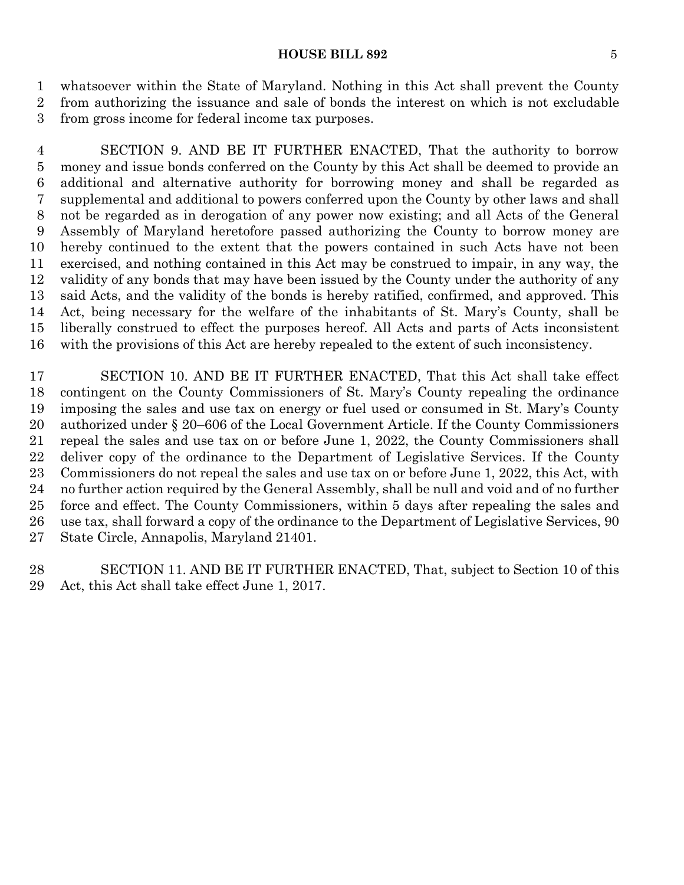whatsoever within the State of Maryland. Nothing in this Act shall prevent the County from authorizing the issuance and sale of bonds the interest on which is not excludable from gross income for federal income tax purposes.

SECTION 9. AND BE IT FURTHER ENACTED, That the authority to borrow money and issue bonds conferred on the County by this Act shall be deemed to provide an additional and alternative authority for borrowing money and shall be regarded as supplemental and additional to powers conferred upon the County by other laws and shall not be regarded as in derogation of any power now existing; and all Acts of the General Assembly of Maryland heretofore passed authorizing the County to borrow money are hereby continued to the extent that the powers contained in such Acts have not been exercised, and nothing contained in this Act may be construed to impair, in any way, the validity of any bonds that may have been issued by the County under the authority of any said Acts, and the validity of the bonds is hereby ratified, confirmed, and approved. This Act, being necessary for the welfare of the inhabitants of St. Mary's County, shall be liberally construed to effect the purposes hereof. All Acts and parts of Acts inconsistent with the provisions of this Act are hereby repealed to the extent of such inconsistency.

SECTION 10. AND BE IT FURTHER ENACTED, That this Act shall take effect contingent on the County Commissioners of St. Mary's County repealing the ordinance imposing the sales and use tax on energy or fuel used or consumed in St. Mary's County authorized under § 20–606 of the Local Government Article. If the County Commissioners repeal the sales and use tax on or before June 1, 2022, the County Commissioners shall deliver copy of the ordinance to the Department of Legislative Services. If the County Commissioners do not repeal the sales and use tax on or before June 1, 2022, this Act, with no further action required by the General Assembly, shall be null and void and of no further force and effect. The County Commissioners, within 5 days after repealing the sales and use tax, shall forward a copy of the ordinance to the Department of Legislative Services, 90 State Circle, Annapolis, Maryland 21401.

SECTION 11. AND BE IT FURTHER ENACTED, That, subject to Section 10 of this Act, this Act shall take effect June 1, 2017.